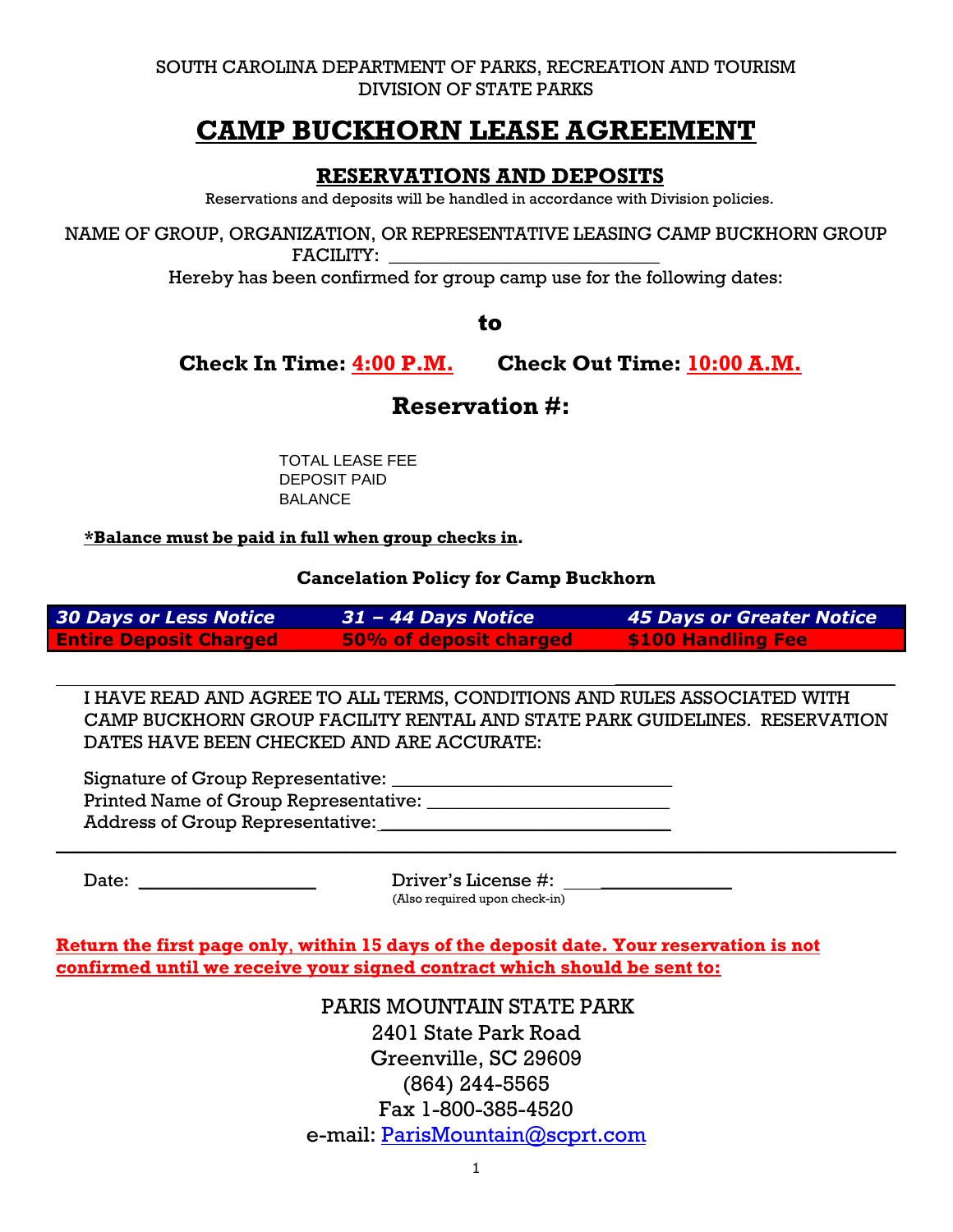SOUTH CAROLINA DEPARTMENT OF PARKS, RECREATION AND TOURISM
DIVISION OF STATE PARKS

# CAMP BUCKHORN LEASE AGREEMENT

## RESERVATIONS AND DEPOSITS

Reservations and deposits will be handled in accordance with Division policies.

NAME OF GROUP, ORGANIZATION, OR REPRESENTATIVE LEASING CAMP BUCKHORN GROUP FACILITY: ___________________________

Hereby has been confirmed for group camp use for the following dates:

**to**

**Check In Time: 4:00 P.M.** **Check Out Time: 10:00 A.M.**

## Reservation #:

TOTAL LEASE FEE
DEPOSIT PAID
BALANCE

**\*Balance must be paid in full when group checks in.**

**Cancelation Policy for Camp Buckhorn**

| 30 Days or Less Notice | 31 – 44 Days Notice | 45 Days or Greater Notice |
|---|---|---|
| Entire Deposit Charged | 50% of deposit charged | $100 Handling Fee |

I HAVE READ AND AGREE TO ALL TERMS, CONDITIONS AND RULES ASSOCIATED WITH CAMP BUCKHORN GROUP FACILITY RENTAL AND STATE PARK GUIDELINES. RESERVATION DATES HAVE BEEN CHECKED AND ARE ACCURATE:

Signature of Group Representative: ____________________________
Printed Name of Group Representative: ________________________
Address of Group Representative: ____________________________

Date: _________________ Driver's License #: _________________
(Also required upon check-in)

**Return the first page only, within 15 days of the deposit date. Your reservation is not confirmed until we receive your signed contract which should be sent to:**

PARIS MOUNTAIN STATE PARK
2401 State Park Road
Greenville, SC 29609
(864) 244-5565
Fax 1-800-385-4520
e-mail: ParisMountain@scprt.com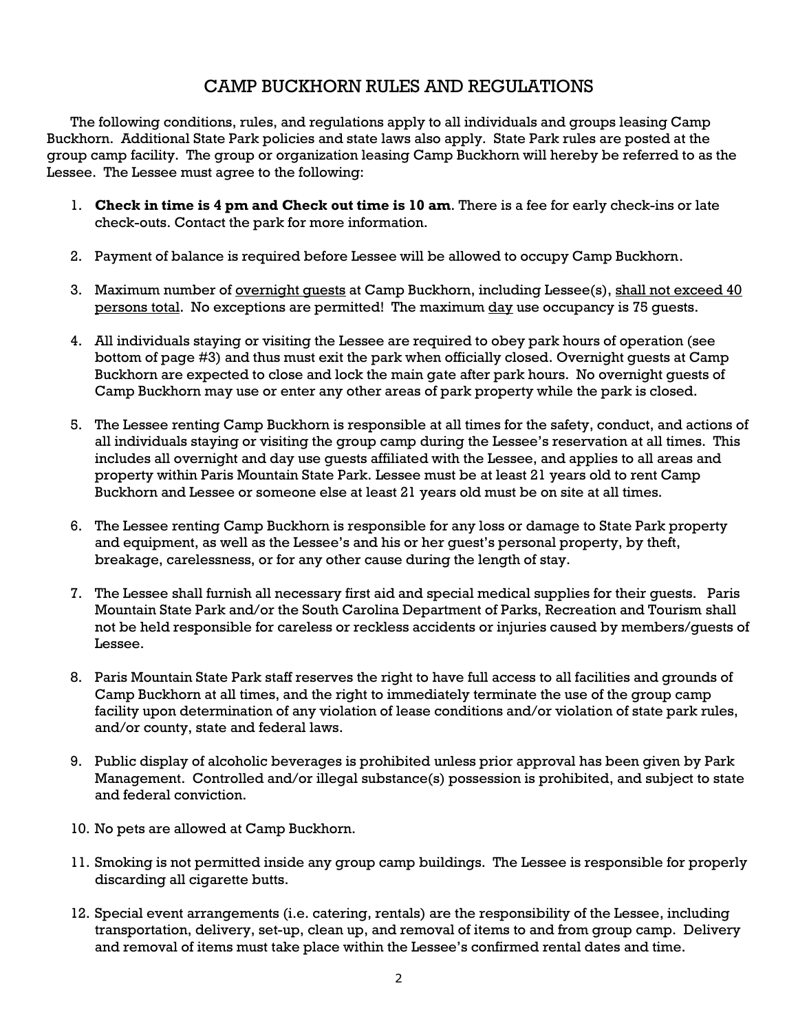# CAMP BUCKHORN RULES AND REGULATIONS

The following conditions, rules, and regulations apply to all individuals and groups leasing Camp Buckhorn. Additional State Park policies and state laws also apply. State Park rules are posted at the group camp facility. The group or organization leasing Camp Buckhorn will hereby be referred to as the Lessee. The Lessee must agree to the following:

1. **Check in time is 4 pm and Check out time is 10 am**. There is a fee for early check-ins or late check-outs. Contact the park for more information.

2. Payment of balance is required before Lessee will be allowed to occupy Camp Buckhorn.

3. Maximum number of <u>overnight guests</u> at Camp Buckhorn, including Lessee(s), <u>shall not exceed 40 persons total</u>. No exceptions are permitted! The maximum <u>day</u> use occupancy is 75 guests.

4. All individuals staying or visiting the Lessee are required to obey park hours of operation (see bottom of page #3) and thus must exit the park when officially closed. Overnight guests at Camp Buckhorn are expected to close and lock the main gate after park hours. No overnight guests of Camp Buckhorn may use or enter any other areas of park property while the park is closed.

5. The Lessee renting Camp Buckhorn is responsible at all times for the safety, conduct, and actions of all individuals staying or visiting the group camp during the Lessee's reservation at all times. This includes all overnight and day use guests affiliated with the Lessee, and applies to all areas and property within Paris Mountain State Park. Lessee must be at least 21 years old to rent Camp Buckhorn and Lessee or someone else at least 21 years old must be on site at all times.

6. The Lessee renting Camp Buckhorn is responsible for any loss or damage to State Park property and equipment, as well as the Lessee's and his or her guest's personal property, by theft, breakage, carelessness, or for any other cause during the length of stay.

7. The Lessee shall furnish all necessary first aid and special medical supplies for their guests. Paris Mountain State Park and/or the South Carolina Department of Parks, Recreation and Tourism shall not be held responsible for careless or reckless accidents or injuries caused by members/guests of Lessee.

8. Paris Mountain State Park staff reserves the right to have full access to all facilities and grounds of Camp Buckhorn at all times, and the right to immediately terminate the use of the group camp facility upon determination of any violation of lease conditions and/or violation of state park rules, and/or county, state and federal laws.

9. Public display of alcoholic beverages is prohibited unless prior approval has been given by Park Management. Controlled and/or illegal substance(s) possession is prohibited, and subject to state and federal conviction.

10. No pets are allowed at Camp Buckhorn.

11. Smoking is not permitted inside any group camp buildings. The Lessee is responsible for properly discarding all cigarette butts.

12. Special event arrangements (i.e. catering, rentals) are the responsibility of the Lessee, including transportation, delivery, set-up, clean up, and removal of items to and from group camp. Delivery and removal of items must take place within the Lessee's confirmed rental dates and time.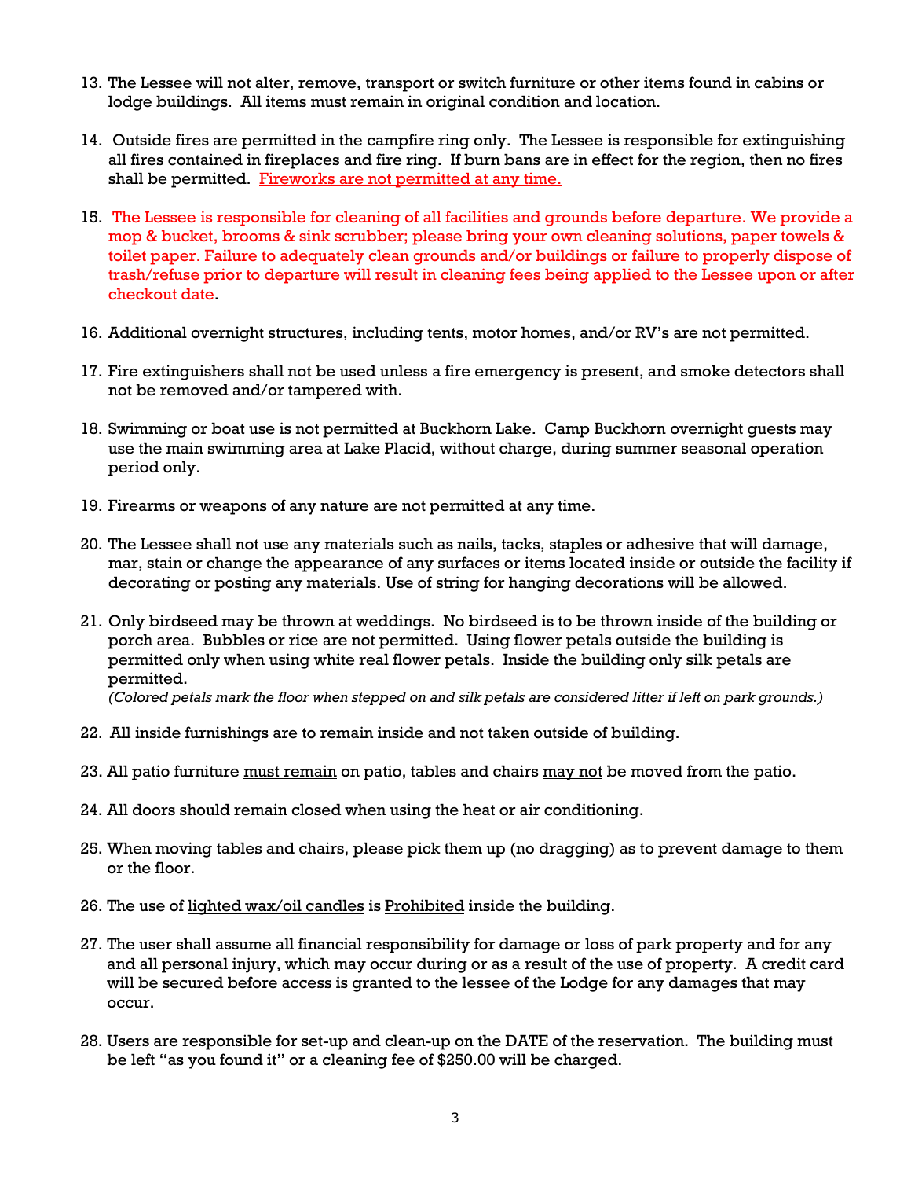13. The Lessee will not alter, remove, transport or switch furniture or other items found in cabins or lodge buildings. All items must remain in original condition and location.

14. Outside fires are permitted in the campfire ring only. The Lessee is responsible for extinguishing all fires contained in fireplaces and fire ring. If burn bans are in effect for the region, then no fires shall be permitted. <u>Fireworks are not permitted at any time.</u>

15. The Lessee is responsible for cleaning of all facilities and grounds before departure. We provide a mop & bucket, brooms & sink scrubber; please bring your own cleaning solutions, paper towels & toilet paper. Failure to adequately clean grounds and/or buildings or failure to properly dispose of trash/refuse prior to departure will result in cleaning fees being applied to the Lessee upon or after checkout date.

16. Additional overnight structures, including tents, motor homes, and/or RV's are not permitted.

17. Fire extinguishers shall not be used unless a fire emergency is present, and smoke detectors shall not be removed and/or tampered with.

18. Swimming or boat use is not permitted at Buckhorn Lake. Camp Buckhorn overnight guests may use the main swimming area at Lake Placid, without charge, during summer seasonal operation period only.

19. Firearms or weapons of any nature are not permitted at any time.

20. The Lessee shall not use any materials such as nails, tacks, staples or adhesive that will damage, mar, stain or change the appearance of any surfaces or items located inside or outside the facility if decorating or posting any materials. Use of string for hanging decorations will be allowed.

21. Only birdseed may be thrown at weddings. No birdseed is to be thrown inside of the building or porch area. Bubbles or rice are not permitted. Using flower petals outside the building is permitted only when using white real flower petals. Inside the building only silk petals are permitted.
*(Colored petals mark the floor when stepped on and silk petals are considered litter if left on park grounds.)*

22. All inside furnishings are to remain inside and not taken outside of building.

23. All patio furniture <u>must remain</u> on patio, tables and chairs <u>may not</u> be moved from the patio.

24. <u>All doors should remain closed when using the heat or air conditioning.</u>

25. When moving tables and chairs, please pick them up (no dragging) as to prevent damage to them or the floor.

26. The use of <u>lighted wax/oil candles</u> is <u>Prohibited</u> inside the building.

27. The user shall assume all financial responsibility for damage or loss of park property and for any and all personal injury, which may occur during or as a result of the use of property. A credit card will be secured before access is granted to the lessee of the Lodge for any damages that may occur.

28. Users are responsible for set-up and clean-up on the DATE of the reservation. The building must be left "as you found it" or a cleaning fee of $250.00 will be charged.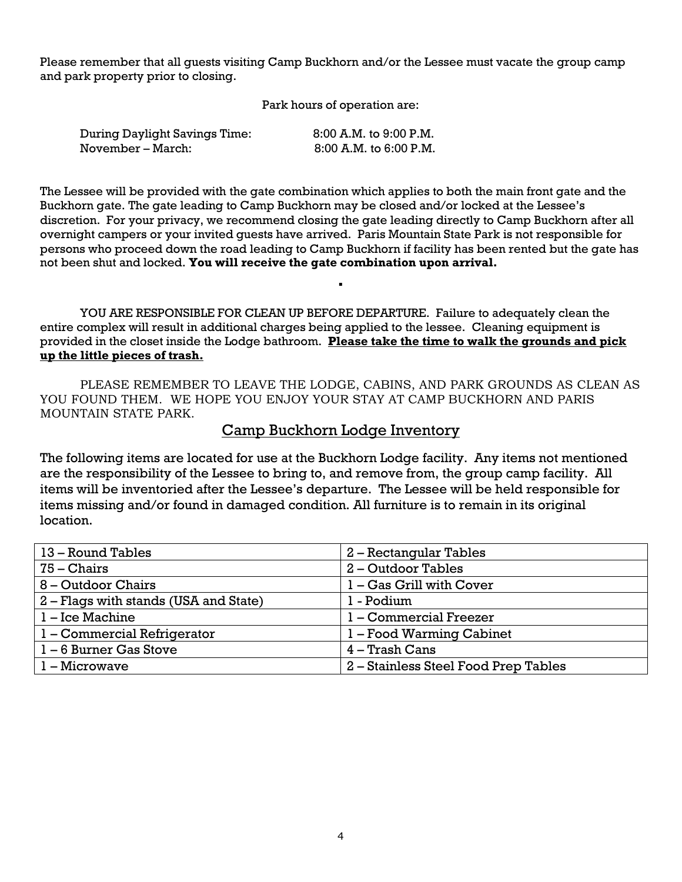Please remember that all guests visiting Camp Buckhorn and/or the Lessee must vacate the group camp and park property prior to closing.

Park hours of operation are:

| | |
|---|---|
| During Daylight Savings Time: | 8:00 A.M. to 9:00 P.M. |
| November – March: | 8:00 A.M. to 6:00 P.M. |

The Lessee will be provided with the gate combination which applies to both the main front gate and the Buckhorn gate. The gate leading to Camp Buckhorn may be closed and/or locked at the Lessee's discretion. For your privacy, we recommend closing the gate leading directly to Camp Buckhorn after all overnight campers or your invited guests have arrived. Paris Mountain State Park is not responsible for persons who proceed down the road leading to Camp Buckhorn if facility has been rented but the gate has not been shut and locked. **You will receive the gate combination upon arrival.**

YOU ARE RESPONSIBLE FOR CLEAN UP BEFORE DEPARTURE. Failure to adequately clean the entire complex will result in additional charges being applied to the lessee. Cleaning equipment is provided in the closet inside the Lodge bathroom. **Please take the time to walk the grounds and pick up the little pieces of trash.**

PLEASE REMEMBER TO LEAVE THE LODGE, CABINS, AND PARK GROUNDS AS CLEAN AS YOU FOUND THEM. WE HOPE YOU ENJOY YOUR STAY AT CAMP BUCKHORN AND PARIS MOUNTAIN STATE PARK.

## Camp Buckhorn Lodge Inventory

The following items are located for use at the Buckhorn Lodge facility. Any items not mentioned are the responsibility of the Lessee to bring to, and remove from, the group camp facility. All items will be inventoried after the Lessee's departure. The Lessee will be held responsible for items missing and/or found in damaged condition. All furniture is to remain in its original location.

| | |
|---|---|
| 13 – Round Tables | 2 – Rectangular Tables |
| 75 – Chairs | 2 – Outdoor Tables |
| 8 – Outdoor Chairs | 1 – Gas Grill with Cover |
| 2 – Flags with stands (USA and State) | 1 - Podium |
| 1 – Ice Machine | 1 – Commercial Freezer |
| 1 – Commercial Refrigerator | 1 – Food Warming Cabinet |
| 1 – 6 Burner Gas Stove | 4 – Trash Cans |
| 1 – Microwave | 2 – Stainless Steel Food Prep Tables |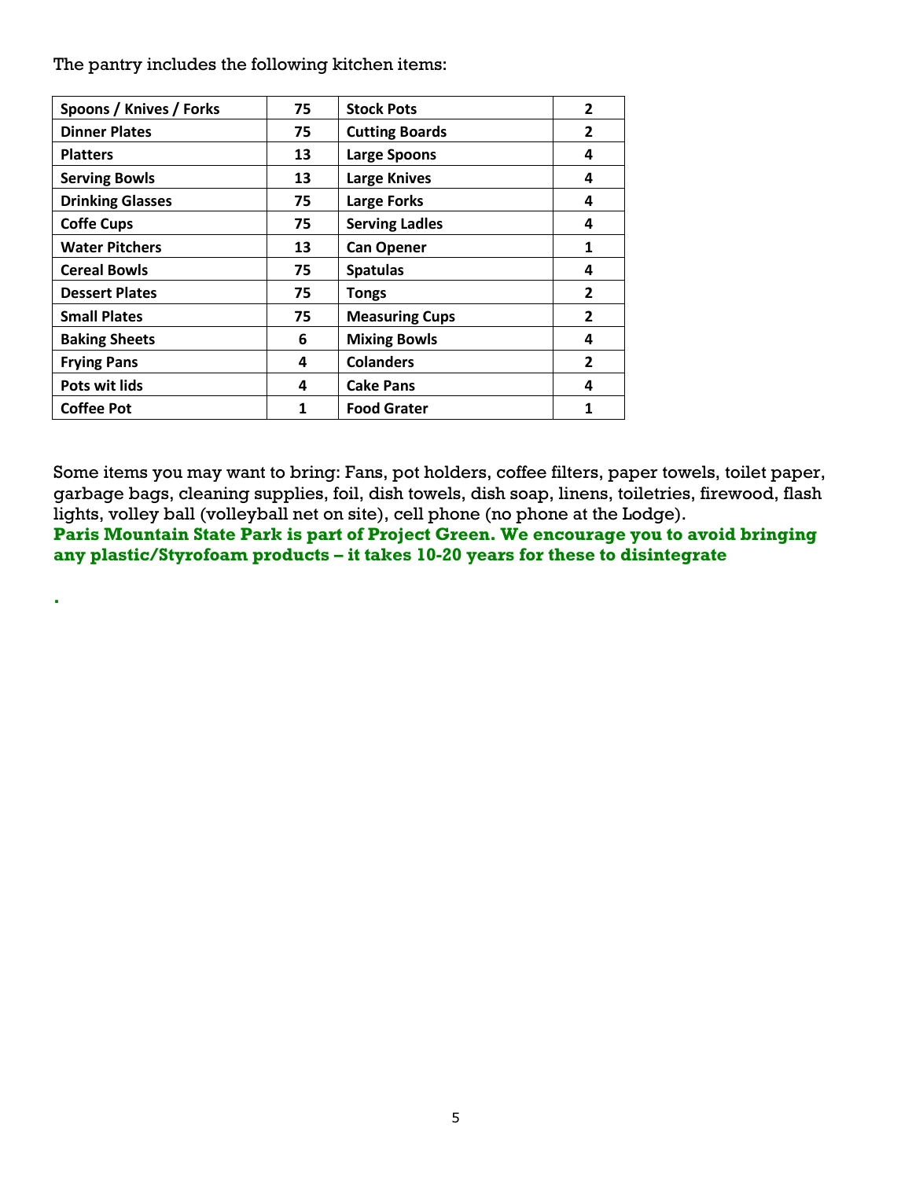The pantry includes the following kitchen items:

| | | | |
|---|---|---|---|
| **Spoons / Knives / Forks** | **75** | **Stock Pots** | **2** |
| **Dinner Plates** | **75** | **Cutting Boards** | **2** |
| **Platters** | **13** | **Large Spoons** | **4** |
| **Serving Bowls** | **13** | **Large Knives** | **4** |
| **Drinking Glasses** | **75** | **Large Forks** | **4** |
| **Coffe Cups** | **75** | **Serving Ladles** | **4** |
| **Water Pitchers** | **13** | **Can Opener** | **1** |
| **Cereal Bowls** | **75** | **Spatulas** | **4** |
| **Dessert Plates** | **75** | **Tongs** | **2** |
| **Small Plates** | **75** | **Measuring Cups** | **2** |
| **Baking Sheets** | **6** | **Mixing Bowls** | **4** |
| **Frying Pans** | **4** | **Colanders** | **2** |
| **Pots wit lids** | **4** | **Cake Pans** | **4** |
| **Coffee Pot** | **1** | **Food Grater** | **1** |

Some items you may want to bring: Fans, pot holders, coffee filters, paper towels, toilet paper, garbage bags, cleaning supplies, foil, dish towels, dish soap, linens, toiletries, firewood, flash lights, volley ball (volleyball net on site), cell phone (no phone at the Lodge).
**Paris Mountain State Park is part of Project Green. We encourage you to avoid bringing any plastic/Styrofoam products – it takes 10-20 years for these to disintegrate**

**.**